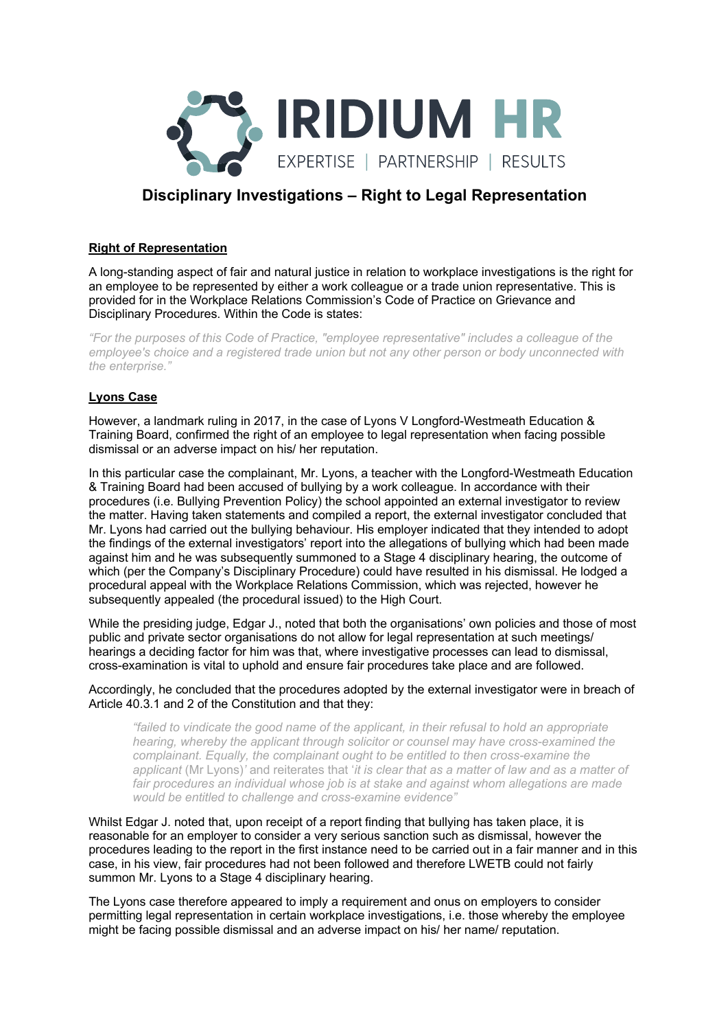# IRIDIUM HR

EXPERTISE | PARTNERSHIP | RESULTS

## Disciplinary Investigations – Right to Legal Representation

**Right of Representation**

A long-standing aspect of fair and natural justice in relation to workplace investigations is the right for an employee to be represented by either a work colleague or a trade union representative. This is provided for in the Workplace Relations Commission's Code of Practice on Grievance and Disciplinary Procedures. Within the Code is states:

*"For the purposes of this Code of Practice, "employee representative" includes a colleague of the employee's choice and a registered trade union but not any other person or body unconnected with the enterprise."*

**Lyons Case**

However, a landmark ruling in 2017, in the case of Lyons V Longford-Westmeath Education & Training Board, confirmed the right of an employee to legal representation when facing possible dismissal or an adverse impact on his/ her reputation.

In this particular case the complainant, Mr. Lyons, a teacher with the Longford-Westmeath Education & Training Board had been accused of bullying by a work colleague. In accordance with their procedures (i.e. Bullying Prevention Policy) the school appointed an external investigator to review the matter. Having taken statements and compiled a report, the external investigator concluded that Mr. Lyons had carried out the bullying behaviour. His employer indicated that they intended to adopt the findings of the external investigators' report into the allegations of bullying which had been made against him and he was subsequently summoned to a Stage 4 disciplinary hearing, the outcome of which (per the Company's Disciplinary Procedure) could have resulted in his dismissal. He lodged a procedural appeal with the Workplace Relations Commission, which was rejected, however he subsequently appealed (the procedural issued) to the High Court.

While the presiding judge, Edgar J., noted that both the organisations' own policies and those of most public and private sector organisations do not allow for legal representation at such meetings/ hearings a deciding factor for him was that, where investigative processes can lead to dismissal, cross-examination is vital to uphold and ensure fair procedures take place and are followed.

Accordingly, he concluded that the procedures adopted by the external investigator were in breach of Article 40.3.1 and 2 of the Constitution and that they:

> *"failed to vindicate the good name of the applicant, in their refusal to hold an appropriate hearing, whereby the applicant through solicitor or counsel may have cross-examined the complainant. Equally, the complainant ought to be entitled to then cross-examine the applicant* (Mr Lyons)*' and reiterates that 'it is clear that as a matter of law and as a matter of fair procedures an individual whose job is at stake and against whom allegations are made would be entitled to challenge and cross-examine evidence"*

Whilst Edgar J. noted that, upon receipt of a report finding that bullying has taken place, it is reasonable for an employer to consider a very serious sanction such as dismissal, however the procedures leading to the report in the first instance need to be carried out in a fair manner and in this case, in his view, fair procedures had not been followed and therefore LWETB could not fairly summon Mr. Lyons to a Stage 4 disciplinary hearing.

The Lyons case therefore appeared to imply a requirement and onus on employers to consider permitting legal representation in certain workplace investigations, i.e. those whereby the employee might be facing possible dismissal and an adverse impact on his/ her name/ reputation.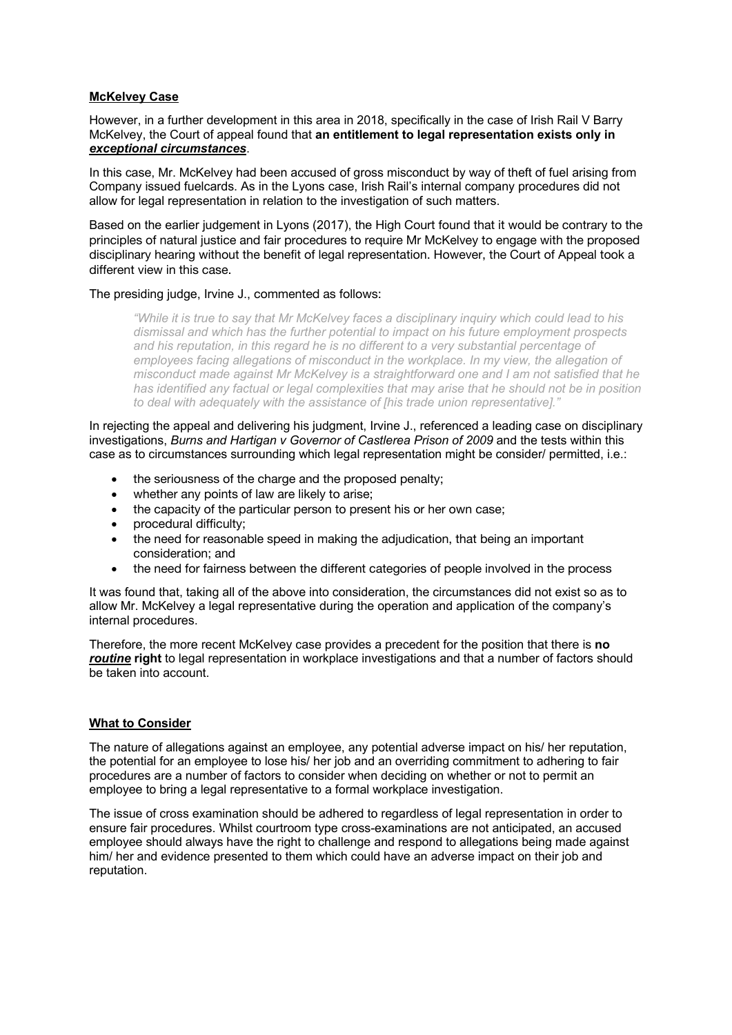**McKelvey Case**

However, in a further development in this area in 2018, specifically in the case of Irish Rail V Barry McKelvey, the Court of appeal found that **an entitlement to legal representation exists only in *exceptional circumstances***.

In this case, Mr. McKelvey had been accused of gross misconduct by way of theft of fuel arising from Company issued fuelcards. As in the Lyons case, Irish Rail's internal company procedures did not allow for legal representation in relation to the investigation of such matters.

Based on the earlier judgement in Lyons (2017), the High Court found that it would be contrary to the principles of natural justice and fair procedures to require Mr McKelvey to engage with the proposed disciplinary hearing without the benefit of legal representation. However, the Court of Appeal took a different view in this case.

The presiding judge, Irvine J., commented as follows:

> *"While it is true to say that Mr McKelvey faces a disciplinary inquiry which could lead to his dismissal and which has the further potential to impact on his future employment prospects and his reputation, in this regard he is no different to a very substantial percentage of employees facing allegations of misconduct in the workplace. In my view, the allegation of misconduct made against Mr McKelvey is a straightforward one and I am not satisfied that he has identified any factual or legal complexities that may arise that he should not be in position to deal with adequately with the assistance of [his trade union representative]."*

In rejecting the appeal and delivering his judgment, Irvine J., referenced a leading case on disciplinary investigations, *Burns and Hartigan v Governor of Castlerea Prison of 2009* and the tests within this case as to circumstances surrounding which legal representation might be consider/ permitted, i.e.:

- the seriousness of the charge and the proposed penalty;
- whether any points of law are likely to arise;
- the capacity of the particular person to present his or her own case;
- procedural difficulty;
- the need for reasonable speed in making the adjudication, that being an important consideration; and
- the need for fairness between the different categories of people involved in the process

It was found that, taking all of the above into consideration, the circumstances did not exist so as to allow Mr. McKelvey a legal representative during the operation and application of the company's internal procedures.

Therefore, the more recent McKelvey case provides a precedent for the position that there is **no *routine* right** to legal representation in workplace investigations and that a number of factors should be taken into account.

**What to Consider**

The nature of allegations against an employee, any potential adverse impact on his/ her reputation, the potential for an employee to lose his/ her job and an overriding commitment to adhering to fair procedures are a number of factors to consider when deciding on whether or not to permit an employee to bring a legal representative to a formal workplace investigation.

The issue of cross examination should be adhered to regardless of legal representation in order to ensure fair procedures. Whilst courtroom type cross-examinations are not anticipated, an accused employee should always have the right to challenge and respond to allegations being made against him/ her and evidence presented to them which could have an adverse impact on their job and reputation.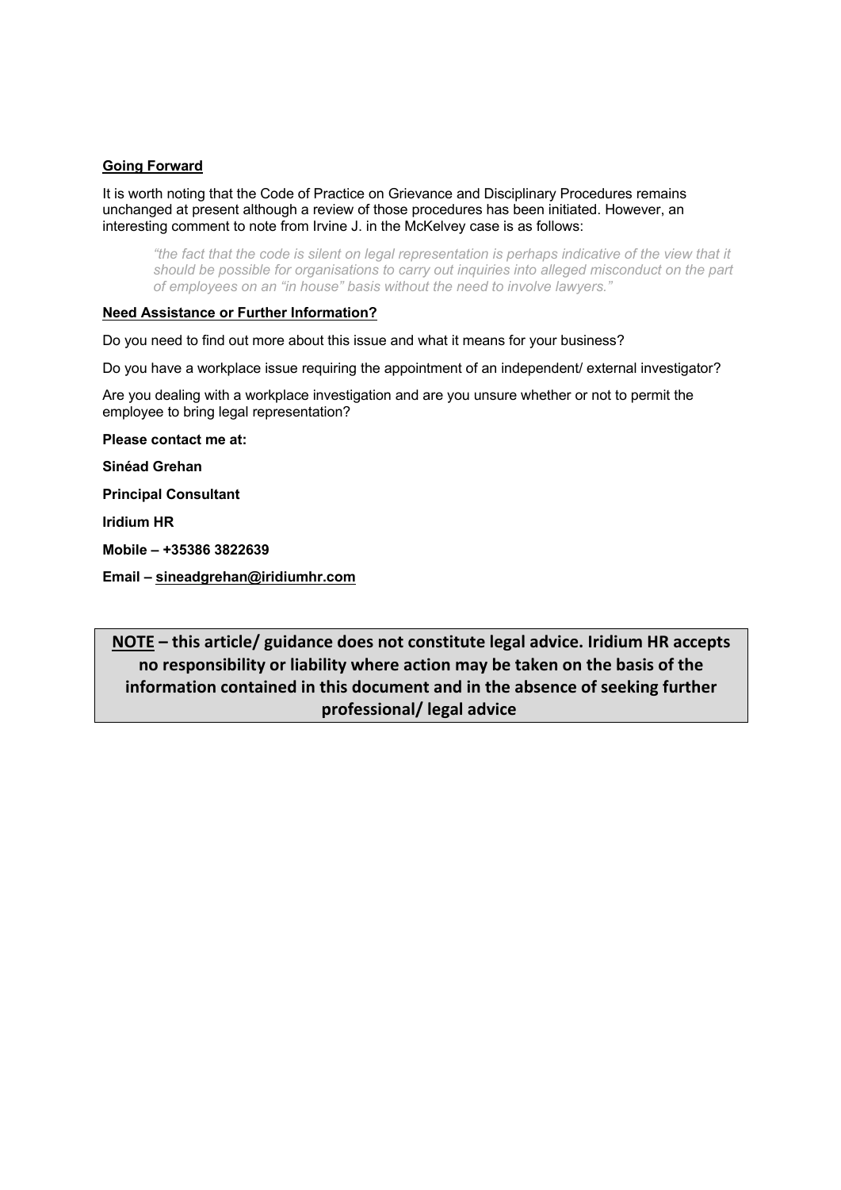## Going Forward

It is worth noting that the Code of Practice on Grievance and Disciplinary Procedures remains unchanged at present although a review of those procedures has been initiated. However, an interesting comment to note from Irvine J. in the McKelvey case is as follows:

> *"the fact that the code is silent on legal representation is perhaps indicative of the view that it should be possible for organisations to carry out inquiries into alleged misconduct on the part of employees on an "in house" basis without the need to involve lawyers."*

## Need Assistance or Further Information?

Do you need to find out more about this issue and what it means for your business?

Do you have a workplace issue requiring the appointment of an independent/ external investigator?

Are you dealing with a workplace investigation and are you unsure whether or not to permit the employee to bring legal representation?

**Please contact me at:**

**Sinéad Grehan**

**Principal Consultant**

**Iridium HR**

**Mobile – +35386 3822639**

**Email – sineadgrehan@iridiumhr.com**

**NOTE – this article/ guidance does not constitute legal advice. Iridium HR accepts no responsibility or liability where action may be taken on the basis of the information contained in this document and in the absence of seeking further professional/ legal advice**